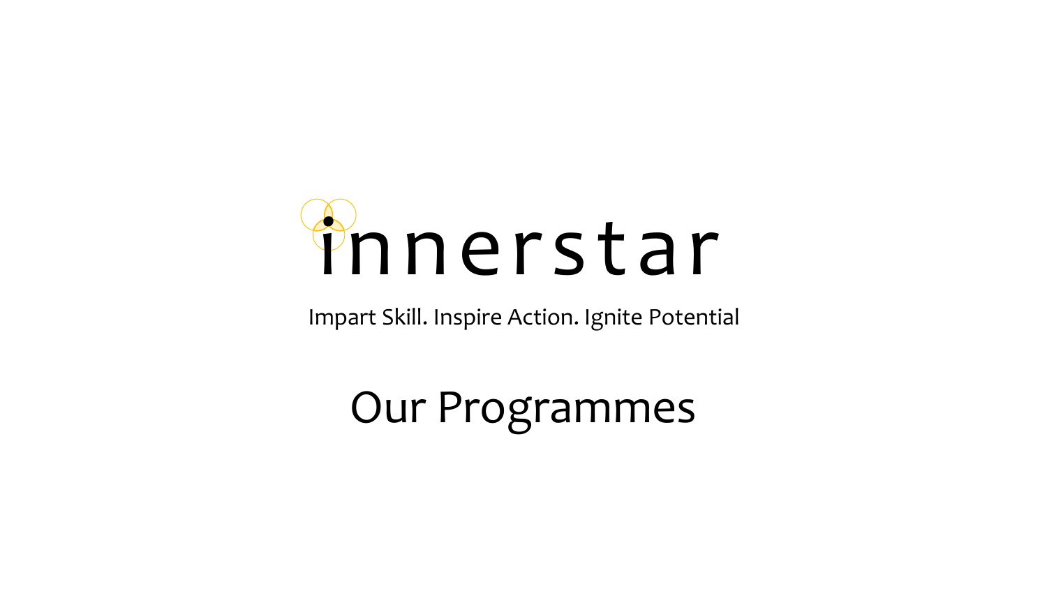# innerstar

Impart Skill. Inspire Action. Ignite Potential

## Our Programmes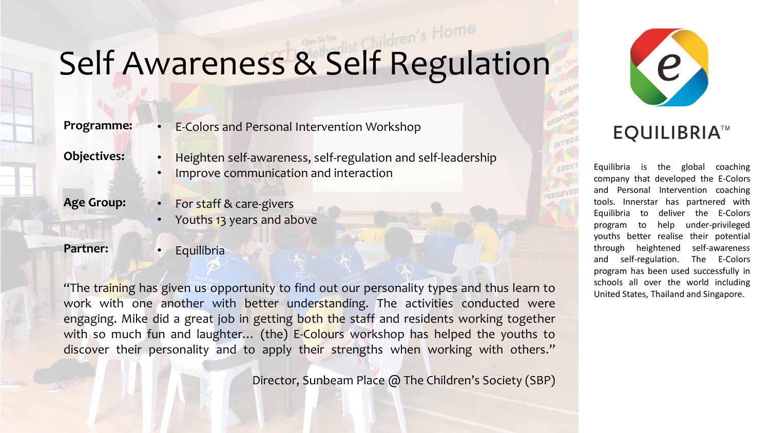# Self Awareness & Self Regulation

**Programme:**
- E-Colors and Personal Intervention Workshop

**Objectives:**
- Heighten self-awareness, self-regulation and self-leadership
- Improve communication and interaction

**Age Group:**
- For staff & care-givers
- Youths 13 years and above

**Partner:**
- Equilibria

"The training has given us opportunity to find out our personality types and thus learn to work with one another with better understanding. The activities conducted were engaging. Mike did a great job in getting both the staff and residents working together with so much fun and laughter… (the) E-Colours workshop has helped the youths to discover their personality and to apply their strengths when working with others."

Director, Sunbeam Place @ The Children's Society (SBP)

EQUILIBRIA™

Equilibria is the global coaching company that developed the E-Colors and Personal Intervention coaching tools. Innerstar has partnered with Equilibria to deliver the E-Colors program to help under-privileged youths better realise their potential through heightened self-awareness and self-regulation. The E-Colors program has been used successfully in schools all over the world including United States, Thailand and Singapore.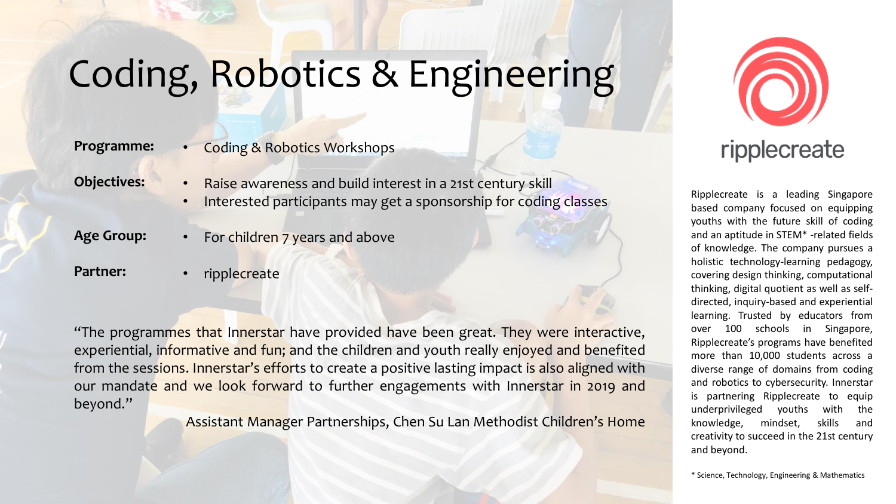# Coding, Robotics & Engineering

**Programme:**
- Coding & Robotics Workshops

**Objectives:**
- Raise awareness and build interest in a 21st century skill
- Interested participants may get a sponsorship for coding classes

**Age Group:**
- For children 7 years and above

**Partner:**
- ripplecreate

"The programmes that Innerstar have provided have been great. They were interactive, experiential, informative and fun; and the children and youth really enjoyed and benefited from the sessions. Innerstar's efforts to create a positive lasting impact is also aligned with our mandate and we look forward to further engagements with Innerstar in 2019 and beyond."

Assistant Manager Partnerships, Chen Su Lan Methodist Children's Home

ripplecreate

Ripplecreate is a leading Singapore based company focused on equipping youths with the future skill of coding and an aptitude in STEM* -related fields of knowledge. The company pursues a holistic technology-learning pedagogy, covering design thinking, computational thinking, digital quotient as well as self-directed, inquiry-based and experiential learning. Trusted by educators from over 100 schools in Singapore, Ripplecreate's programs have benefited more than 10,000 students across a diverse range of domains from coding and robotics to cybersecurity. Innerstar is partnering Ripplecreate to equip underprivileged youths with the knowledge, mindset, skills and creativity to succeed in the 21st century and beyond.

* Science, Technology, Engineering & Mathematics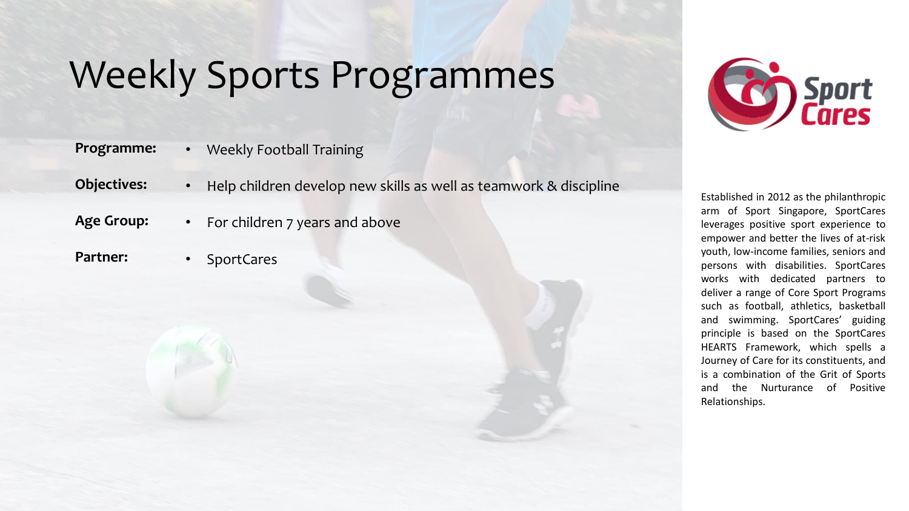# Weekly Sports Programmes

**Programme:**
- Weekly Football Training

**Objectives:**
- Help children develop new skills as well as teamwork & discipline

**Age Group:**
- For children 7 years and above

**Partner:**
- SportCares

Sport Cares

Established in 2012 as the philanthropic arm of Sport Singapore, SportCares leverages positive sport experience to empower and better the lives of at-risk youth, low-income families, seniors and persons with disabilities. SportCares works with dedicated partners to deliver a range of Core Sport Programs such as football, athletics, basketball and swimming. SportCares' guiding principle is based on the SportCares HEARTS Framework, which spells a Journey of Care for its constituents, and is a combination of the Grit of Sports and the Nurturance of Positive Relationships.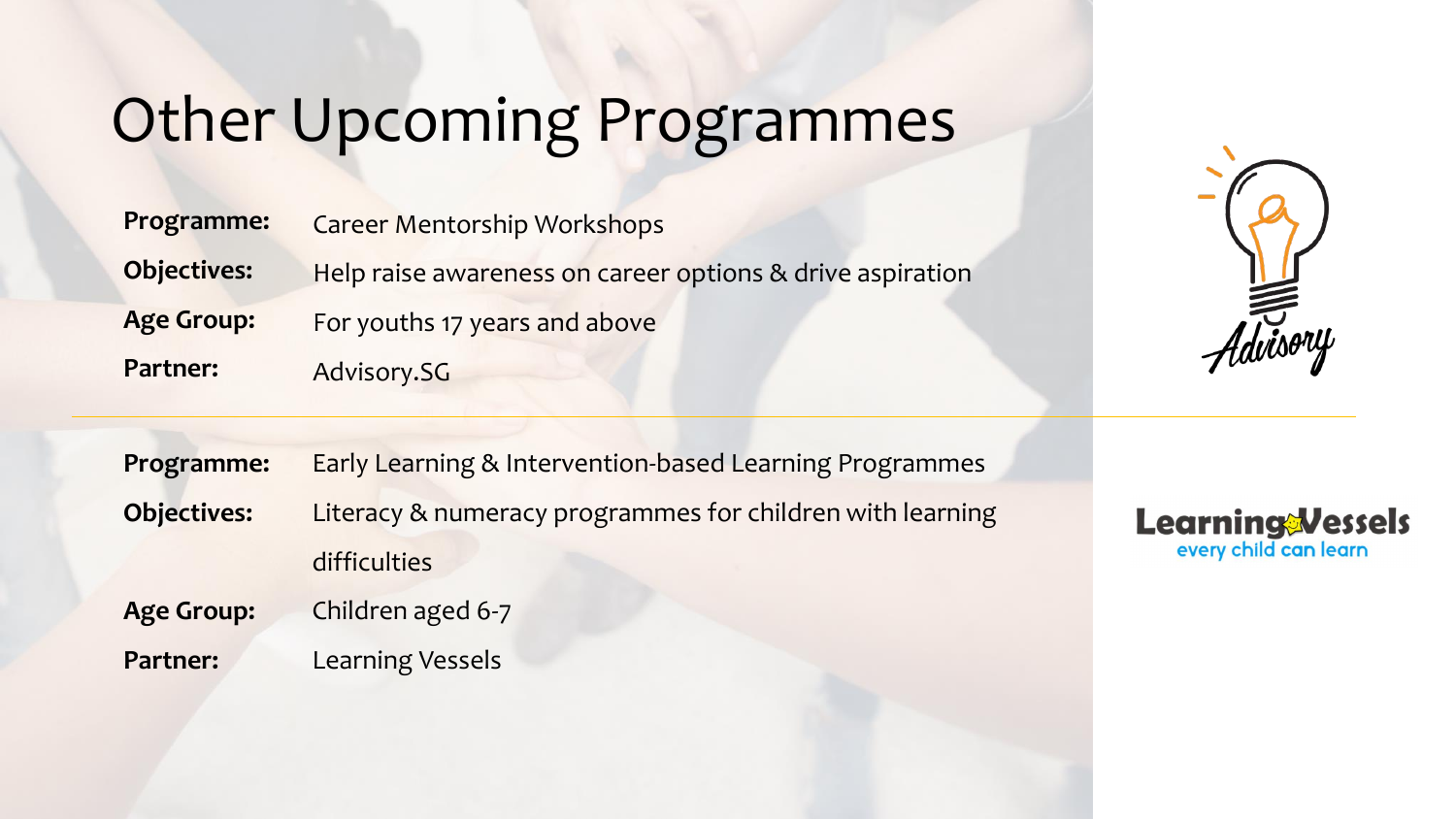# Other Upcoming Programmes

**Programme:** Career Mentorship Workshops

**Objectives:** Help raise awareness on career options & drive aspiration

**Age Group:** For youths 17 years and above

**Partner:** Advisory.SG

---

**Programme:** Early Learning & Intervention-based Learning Programmes

**Objectives:** Literacy & numeracy programmes for children with learning difficulties

**Age Group:** Children aged 6-7

**Partner:** Learning Vessels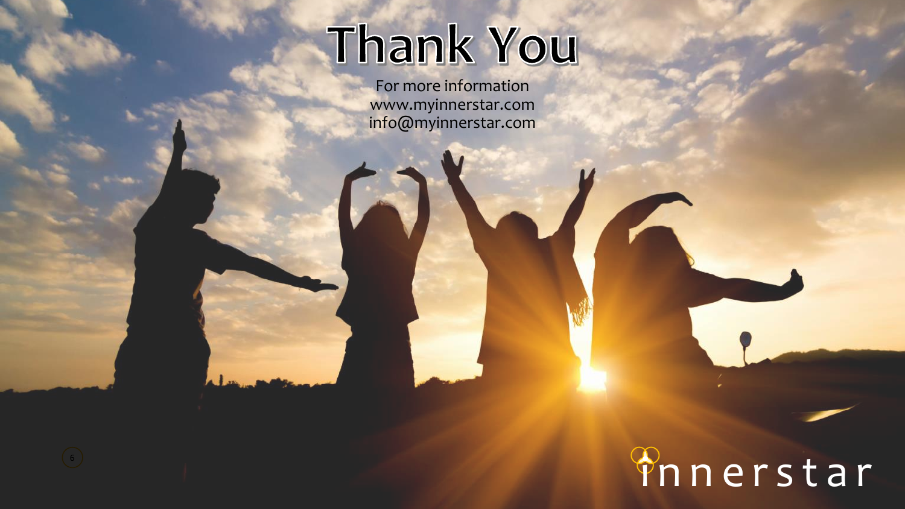# Thank You

For more information
www.myinnerstar.com
info@myinnerstar.com

innerstar